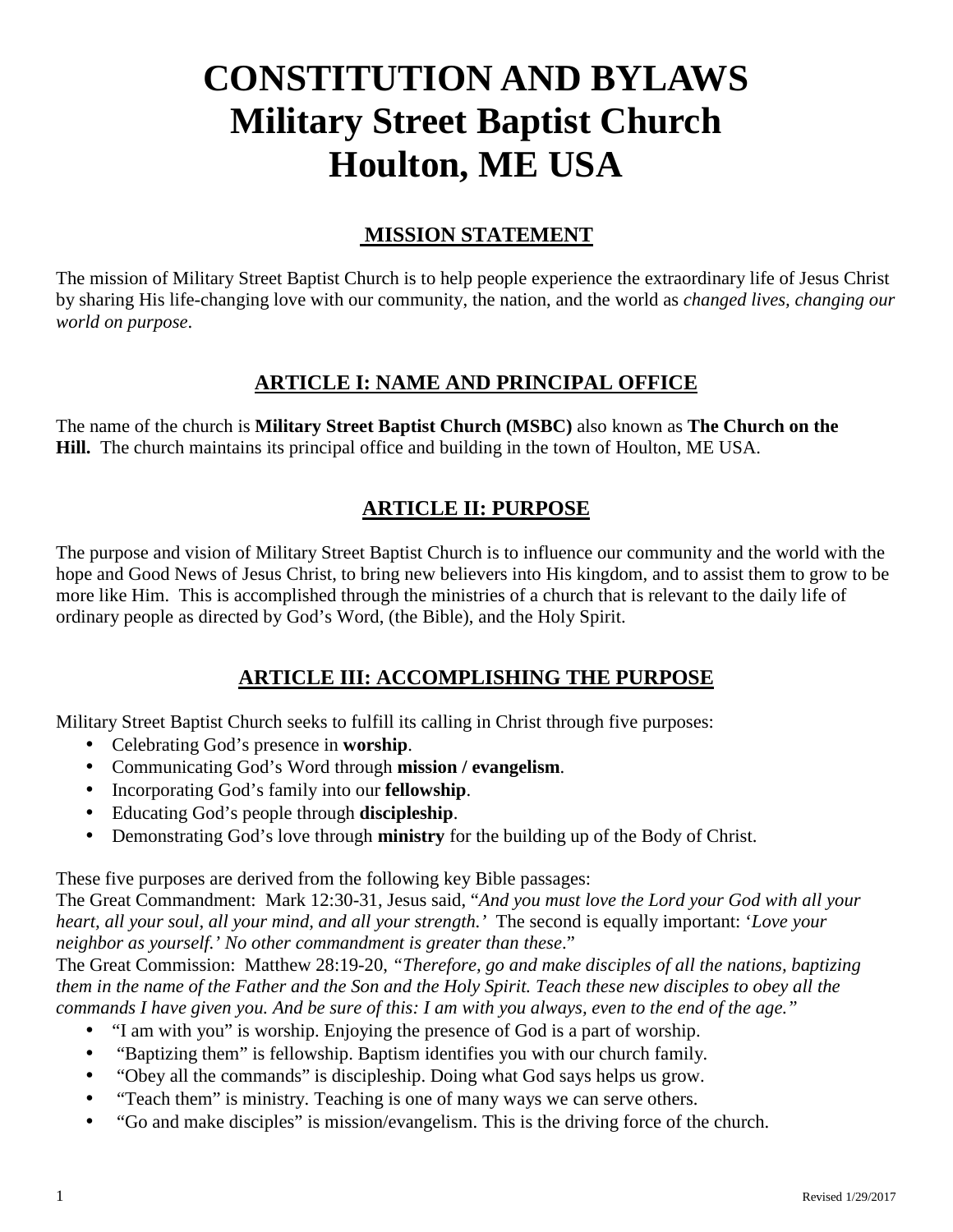# CONSTITUTION AND BYLAWS
# Military Street Baptist Church
# Houlton, ME USA

## MISSION STATEMENT

The mission of Military Street Baptist Church is to help people experience the extraordinary life of Jesus Christ by sharing His life-changing love with our community, the nation, and the world as *changed lives, changing our world on purpose*.

## ARTICLE I: NAME AND PRINCIPAL OFFICE

The name of the church is **Military Street Baptist Church (MSBC)** also known as **The Church on the Hill.** The church maintains its principal office and building in the town of Houlton, ME USA.

## ARTICLE II: PURPOSE

The purpose and vision of Military Street Baptist Church is to influence our community and the world with the hope and Good News of Jesus Christ, to bring new believers into His kingdom, and to assist them to grow to be more like Him. This is accomplished through the ministries of a church that is relevant to the daily life of ordinary people as directed by God's Word, (the Bible), and the Holy Spirit.

## ARTICLE III: ACCOMPLISHING THE PURPOSE

Military Street Baptist Church seeks to fulfill its calling in Christ through five purposes:

- Celebrating God's presence in **worship**.
- Communicating God's Word through **mission / evangelism**.
- Incorporating God's family into our **fellowship**.
- Educating God's people through **discipleship**.
- Demonstrating God's love through **ministry** for the building up of the Body of Christ.

These five purposes are derived from the following key Bible passages:
The Great Commandment: Mark 12:30-31, Jesus said, "*And you must love the Lord your God with all your heart, all your soul, all your mind, and all your strength.'* The second is equally important: '*Love your neighbor as yourself.' No other commandment is greater than these*."
The Great Commission: Matthew 28:19-20, *"Therefore, go and make disciples of all the nations, baptizing them in the name of the Father and the Son and the Holy Spirit. Teach these new disciples to obey all the commands I have given you. And be sure of this: I am with you always, even to the end of the age."*

- "I am with you" is worship. Enjoying the presence of God is a part of worship.
- "Baptizing them" is fellowship. Baptism identifies you with our church family.
- "Obey all the commands" is discipleship. Doing what God says helps us grow.
- "Teach them" is ministry. Teaching is one of many ways we can serve others.
- "Go and make disciples" is mission/evangelism. This is the driving force of the church.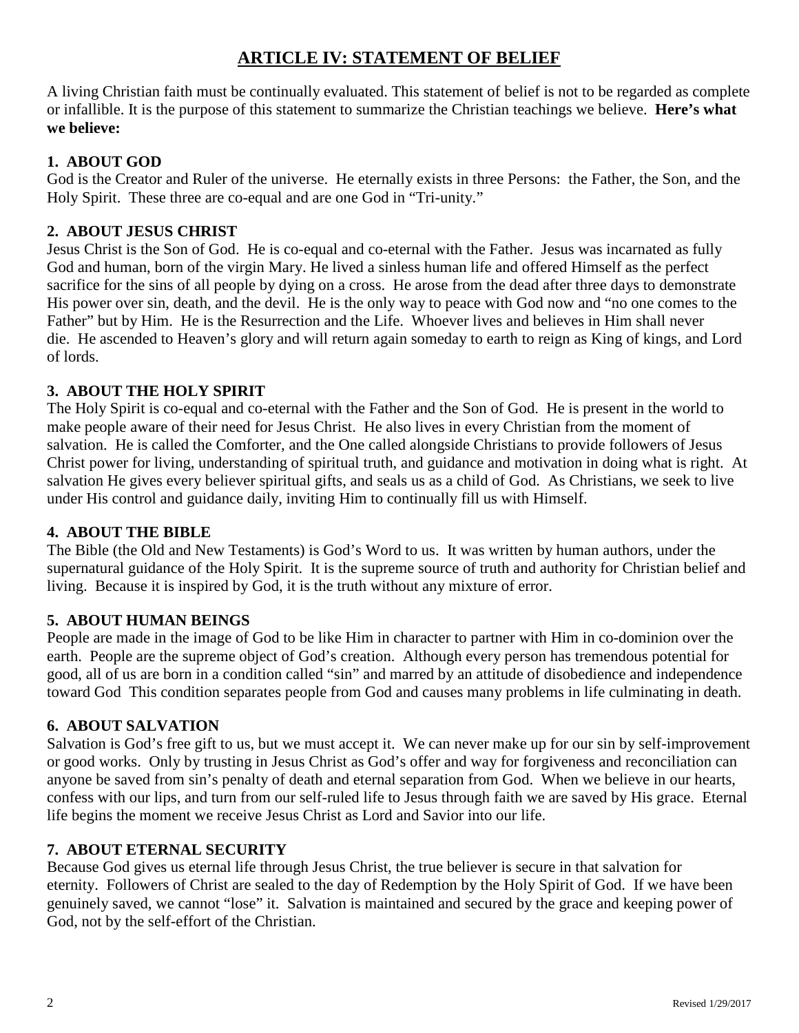# ARTICLE IV: STATEMENT OF BELIEF

A living Christian faith must be continually evaluated. This statement of belief is not to be regarded as complete or infallible. It is the purpose of this statement to summarize the Christian teachings we believe. **Here's what we believe:**

### 1. ABOUT GOD

God is the Creator and Ruler of the universe. He eternally exists in three Persons: the Father, the Son, and the Holy Spirit. These three are co-equal and are one God in "Tri-unity."

### 2. ABOUT JESUS CHRIST

Jesus Christ is the Son of God. He is co-equal and co-eternal with the Father. Jesus was incarnated as fully God and human, born of the virgin Mary. He lived a sinless human life and offered Himself as the perfect sacrifice for the sins of all people by dying on a cross. He arose from the dead after three days to demonstrate His power over sin, death, and the devil. He is the only way to peace with God now and "no one comes to the Father" but by Him. He is the Resurrection and the Life. Whoever lives and believes in Him shall never die. He ascended to Heaven's glory and will return again someday to earth to reign as King of kings, and Lord of lords.

### 3. ABOUT THE HOLY SPIRIT

The Holy Spirit is co-equal and co-eternal with the Father and the Son of God. He is present in the world to make people aware of their need for Jesus Christ. He also lives in every Christian from the moment of salvation. He is called the Comforter, and the One called alongside Christians to provide followers of Jesus Christ power for living, understanding of spiritual truth, and guidance and motivation in doing what is right. At salvation He gives every believer spiritual gifts, and seals us as a child of God. As Christians, we seek to live under His control and guidance daily, inviting Him to continually fill us with Himself.

### 4. ABOUT THE BIBLE

The Bible (the Old and New Testaments) is God's Word to us. It was written by human authors, under the supernatural guidance of the Holy Spirit. It is the supreme source of truth and authority for Christian belief and living. Because it is inspired by God, it is the truth without any mixture of error.

### 5. ABOUT HUMAN BEINGS

People are made in the image of God to be like Him in character to partner with Him in co-dominion over the earth. People are the supreme object of God's creation. Although every person has tremendous potential for good, all of us are born in a condition called "sin" and marred by an attitude of disobedience and independence toward God This condition separates people from God and causes many problems in life culminating in death.

### 6. ABOUT SALVATION

Salvation is God's free gift to us, but we must accept it. We can never make up for our sin by self-improvement or good works. Only by trusting in Jesus Christ as God's offer and way for forgiveness and reconciliation can anyone be saved from sin's penalty of death and eternal separation from God. When we believe in our hearts, confess with our lips, and turn from our self-ruled life to Jesus through faith we are saved by His grace. Eternal life begins the moment we receive Jesus Christ as Lord and Savior into our life.

### 7. ABOUT ETERNAL SECURITY

Because God gives us eternal life through Jesus Christ, the true believer is secure in that salvation for eternity. Followers of Christ are sealed to the day of Redemption by the Holy Spirit of God. If we have been genuinely saved, we cannot "lose" it. Salvation is maintained and secured by the grace and keeping power of God, not by the self-effort of the Christian.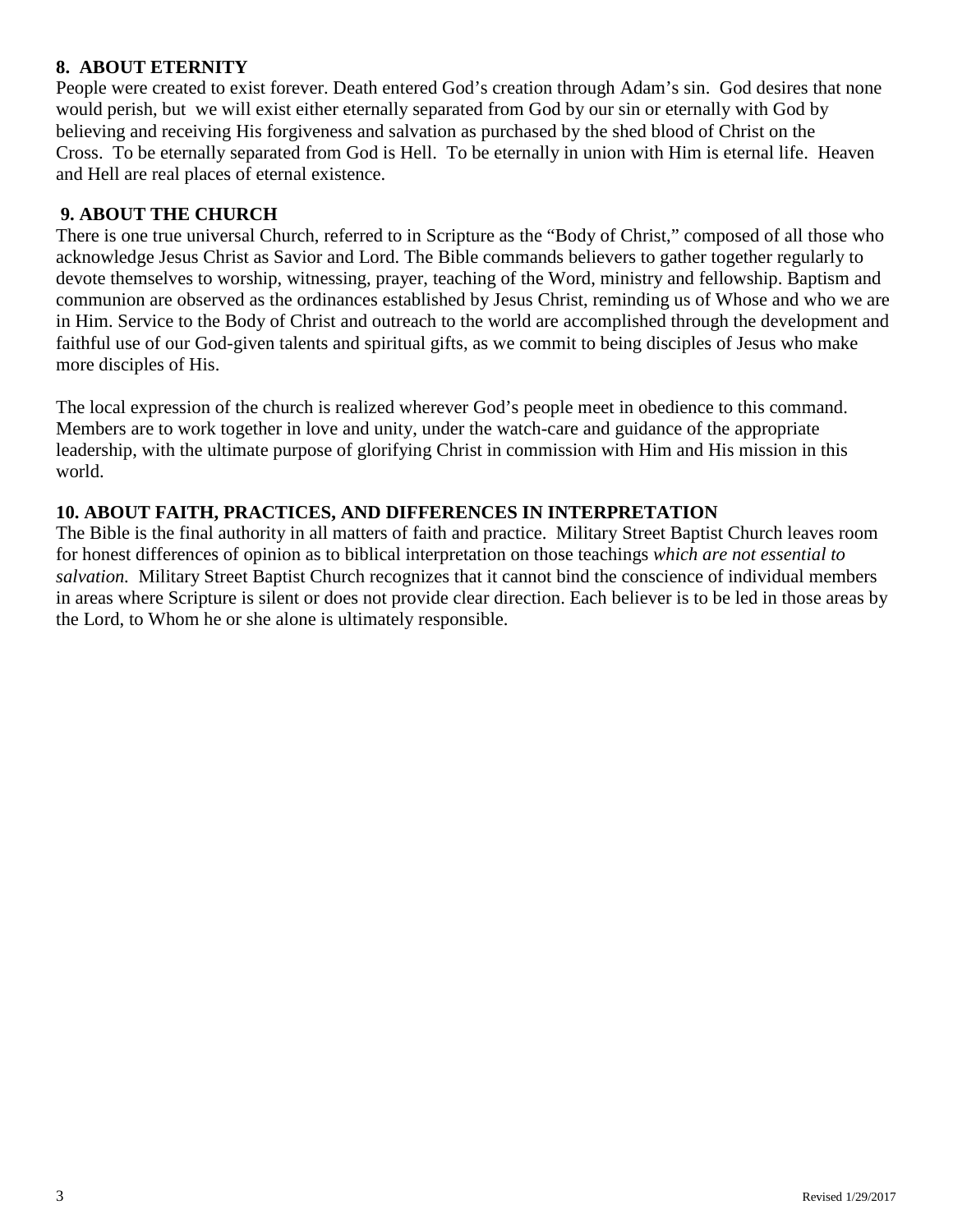**8. ABOUT ETERNITY**

People were created to exist forever. Death entered God's creation through Adam's sin. God desires that none would perish, but we will exist either eternally separated from God by our sin or eternally with God by believing and receiving His forgiveness and salvation as purchased by the shed blood of Christ on the Cross. To be eternally separated from God is Hell. To be eternally in union with Him is eternal life. Heaven and Hell are real places of eternal existence.

**9. ABOUT THE CHURCH**

There is one true universal Church, referred to in Scripture as the "Body of Christ," composed of all those who acknowledge Jesus Christ as Savior and Lord. The Bible commands believers to gather together regularly to devote themselves to worship, witnessing, prayer, teaching of the Word, ministry and fellowship. Baptism and communion are observed as the ordinances established by Jesus Christ, reminding us of Whose and who we are in Him. Service to the Body of Christ and outreach to the world are accomplished through the development and faithful use of our God-given talents and spiritual gifts, as we commit to being disciples of Jesus who make more disciples of His.

The local expression of the church is realized wherever God's people meet in obedience to this command. Members are to work together in love and unity, under the watch-care and guidance of the appropriate leadership, with the ultimate purpose of glorifying Christ in commission with Him and His mission in this world.

**10. ABOUT FAITH, PRACTICES, AND DIFFERENCES IN INTERPRETATION**

The Bible is the final authority in all matters of faith and practice. Military Street Baptist Church leaves room for honest differences of opinion as to biblical interpretation on those teachings *which are not essential to salvation.* Military Street Baptist Church recognizes that it cannot bind the conscience of individual members in areas where Scripture is silent or does not provide clear direction. Each believer is to be led in those areas by the Lord, to Whom he or she alone is ultimately responsible.

Revised 1/29/2017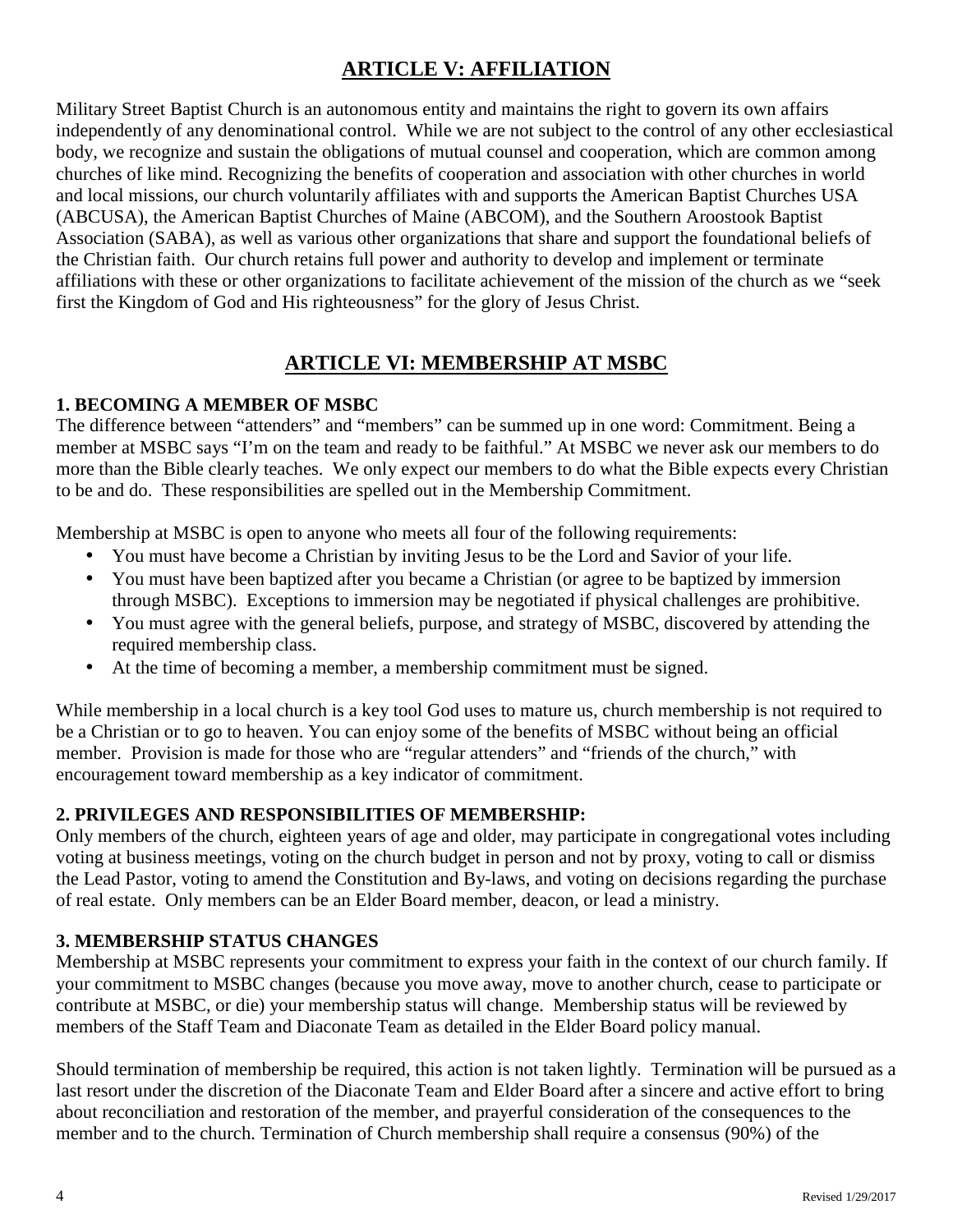## ARTICLE V: AFFILIATION

Military Street Baptist Church is an autonomous entity and maintains the right to govern its own affairs independently of any denominational control. While we are not subject to the control of any other ecclesiastical body, we recognize and sustain the obligations of mutual counsel and cooperation, which are common among churches of like mind. Recognizing the benefits of cooperation and association with other churches in world and local missions, our church voluntarily affiliates with and supports the American Baptist Churches USA (ABCUSA), the American Baptist Churches of Maine (ABCOM), and the Southern Aroostook Baptist Association (SABA), as well as various other organizations that share and support the foundational beliefs of the Christian faith. Our church retains full power and authority to develop and implement or terminate affiliations with these or other organizations to facilitate achievement of the mission of the church as we "seek first the Kingdom of God and His righteousness" for the glory of Jesus Christ.

## ARTICLE VI: MEMBERSHIP AT MSBC

### 1. BECOMING A MEMBER OF MSBC

The difference between "attenders" and "members" can be summed up in one word: Commitment. Being a member at MSBC says "I'm on the team and ready to be faithful." At MSBC we never ask our members to do more than the Bible clearly teaches. We only expect our members to do what the Bible expects every Christian to be and do. These responsibilities are spelled out in the Membership Commitment.

Membership at MSBC is open to anyone who meets all four of the following requirements:

- You must have become a Christian by inviting Jesus to be the Lord and Savior of your life.
- You must have been baptized after you became a Christian (or agree to be baptized by immersion through MSBC). Exceptions to immersion may be negotiated if physical challenges are prohibitive.
- You must agree with the general beliefs, purpose, and strategy of MSBC, discovered by attending the required membership class.
- At the time of becoming a member, a membership commitment must be signed.

While membership in a local church is a key tool God uses to mature us, church membership is not required to be a Christian or to go to heaven. You can enjoy some of the benefits of MSBC without being an official member. Provision is made for those who are "regular attenders" and "friends of the church," with encouragement toward membership as a key indicator of commitment.

### 2. PRIVILEGES AND RESPONSIBILITIES OF MEMBERSHIP:

Only members of the church, eighteen years of age and older, may participate in congregational votes including voting at business meetings, voting on the church budget in person and not by proxy, voting to call or dismiss the Lead Pastor, voting to amend the Constitution and By-laws, and voting on decisions regarding the purchase of real estate. Only members can be an Elder Board member, deacon, or lead a ministry.

### 3. MEMBERSHIP STATUS CHANGES

Membership at MSBC represents your commitment to express your faith in the context of our church family. If your commitment to MSBC changes (because you move away, move to another church, cease to participate or contribute at MSBC, or die) your membership status will change. Membership status will be reviewed by members of the Staff Team and Diaconate Team as detailed in the Elder Board policy manual.

Should termination of membership be required, this action is not taken lightly. Termination will be pursued as a last resort under the discretion of the Diaconate Team and Elder Board after a sincere and active effort to bring about reconciliation and restoration of the member, and prayerful consideration of the consequences to the member and to the church. Termination of Church membership shall require a consensus (90%) of the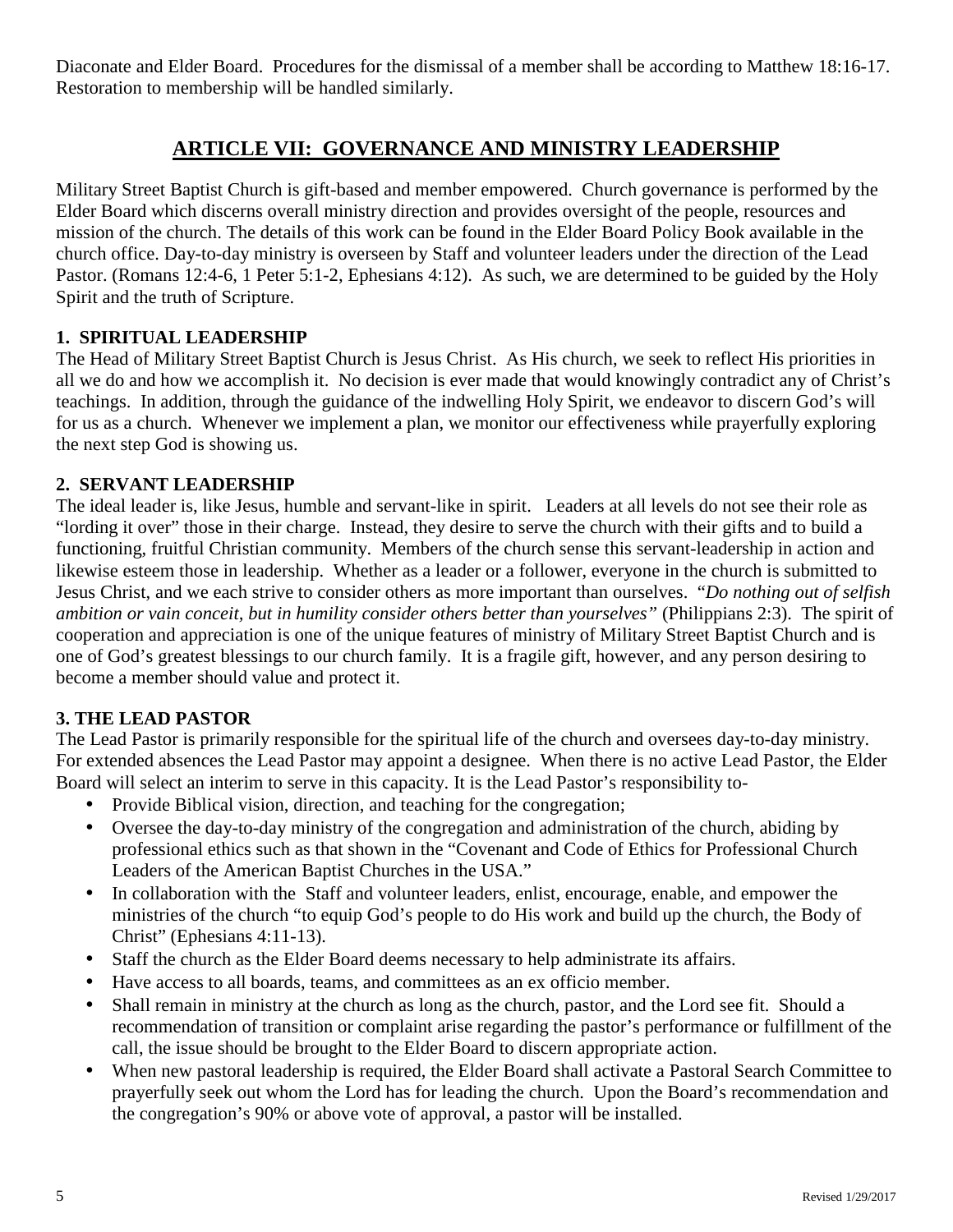Diaconate and Elder Board. Procedures for the dismissal of a member shall be according to Matthew 18:16-17. Restoration to membership will be handled similarly.

## ARTICLE VII: GOVERNANCE AND MINISTRY LEADERSHIP

Military Street Baptist Church is gift-based and member empowered. Church governance is performed by the Elder Board which discerns overall ministry direction and provides oversight of the people, resources and mission of the church. The details of this work can be found in the Elder Board Policy Book available in the church office. Day-to-day ministry is overseen by Staff and volunteer leaders under the direction of the Lead Pastor. (Romans 12:4-6, 1 Peter 5:1-2, Ephesians 4:12). As such, we are determined to be guided by the Holy Spirit and the truth of Scripture.

### 1. SPIRITUAL LEADERSHIP

The Head of Military Street Baptist Church is Jesus Christ. As His church, we seek to reflect His priorities in all we do and how we accomplish it. No decision is ever made that would knowingly contradict any of Christ's teachings. In addition, through the guidance of the indwelling Holy Spirit, we endeavor to discern God's will for us as a church. Whenever we implement a plan, we monitor our effectiveness while prayerfully exploring the next step God is showing us.

### 2. SERVANT LEADERSHIP

The ideal leader is, like Jesus, humble and servant-like in spirit. Leaders at all levels do not see their role as "lording it over" those in their charge. Instead, they desire to serve the church with their gifts and to build a functioning, fruitful Christian community. Members of the church sense this servant-leadership in action and likewise esteem those in leadership. Whether as a leader or a follower, everyone in the church is submitted to Jesus Christ, and we each strive to consider others as more important than ourselves. *"Do nothing out of selfish ambition or vain conceit, but in humility consider others better than yourselves"* (Philippians 2:3). The spirit of cooperation and appreciation is one of the unique features of ministry of Military Street Baptist Church and is one of God's greatest blessings to our church family. It is a fragile gift, however, and any person desiring to become a member should value and protect it.

### 3. THE LEAD PASTOR

The Lead Pastor is primarily responsible for the spiritual life of the church and oversees day-to-day ministry. For extended absences the Lead Pastor may appoint a designee. When there is no active Lead Pastor, the Elder Board will select an interim to serve in this capacity. It is the Lead Pastor's responsibility to-

- Provide Biblical vision, direction, and teaching for the congregation;
- Oversee the day-to-day ministry of the congregation and administration of the church, abiding by professional ethics such as that shown in the "Covenant and Code of Ethics for Professional Church Leaders of the American Baptist Churches in the USA."
- In collaboration with the Staff and volunteer leaders, enlist, encourage, enable, and empower the ministries of the church "to equip God's people to do His work and build up the church, the Body of Christ" (Ephesians 4:11-13).
- Staff the church as the Elder Board deems necessary to help administrate its affairs.
- Have access to all boards, teams, and committees as an ex officio member.
- Shall remain in ministry at the church as long as the church, pastor, and the Lord see fit. Should a recommendation of transition or complaint arise regarding the pastor's performance or fulfillment of the call, the issue should be brought to the Elder Board to discern appropriate action.
- When new pastoral leadership is required, the Elder Board shall activate a Pastoral Search Committee to prayerfully seek out whom the Lord has for leading the church. Upon the Board's recommendation and the congregation's 90% or above vote of approval, a pastor will be installed.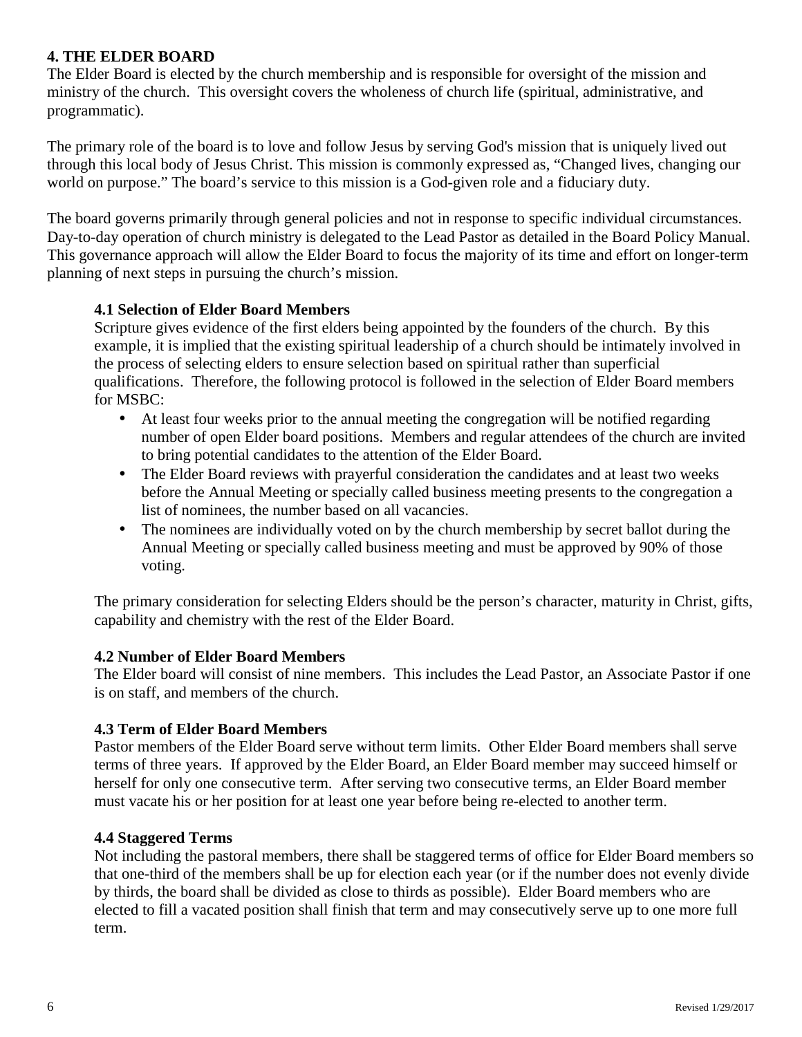## 4. THE ELDER BOARD

The Elder Board is elected by the church membership and is responsible for oversight of the mission and ministry of the church. This oversight covers the wholeness of church life (spiritual, administrative, and programmatic).

The primary role of the board is to love and follow Jesus by serving God's mission that is uniquely lived out through this local body of Jesus Christ. This mission is commonly expressed as, "Changed lives, changing our world on purpose." The board's service to this mission is a God-given role and a fiduciary duty.

The board governs primarily through general policies and not in response to specific individual circumstances. Day-to-day operation of church ministry is delegated to the Lead Pastor as detailed in the Board Policy Manual. This governance approach will allow the Elder Board to focus the majority of its time and effort on longer-term planning of next steps in pursuing the church's mission.

### 4.1 Selection of Elder Board Members

Scripture gives evidence of the first elders being appointed by the founders of the church. By this example, it is implied that the existing spiritual leadership of a church should be intimately involved in the process of selecting elders to ensure selection based on spiritual rather than superficial qualifications. Therefore, the following protocol is followed in the selection of Elder Board members for MSBC:

- At least four weeks prior to the annual meeting the congregation will be notified regarding number of open Elder board positions. Members and regular attendees of the church are invited to bring potential candidates to the attention of the Elder Board.
- The Elder Board reviews with prayerful consideration the candidates and at least two weeks before the Annual Meeting or specially called business meeting presents to the congregation a list of nominees, the number based on all vacancies.
- The nominees are individually voted on by the church membership by secret ballot during the Annual Meeting or specially called business meeting and must be approved by 90% of those voting.

The primary consideration for selecting Elders should be the person's character, maturity in Christ, gifts, capability and chemistry with the rest of the Elder Board.

### 4.2 Number of Elder Board Members

The Elder board will consist of nine members. This includes the Lead Pastor, an Associate Pastor if one is on staff, and members of the church.

### 4.3 Term of Elder Board Members

Pastor members of the Elder Board serve without term limits. Other Elder Board members shall serve terms of three years. If approved by the Elder Board, an Elder Board member may succeed himself or herself for only one consecutive term. After serving two consecutive terms, an Elder Board member must vacate his or her position for at least one year before being re-elected to another term.

### 4.4 Staggered Terms

Not including the pastoral members, there shall be staggered terms of office for Elder Board members so that one-third of the members shall be up for election each year (or if the number does not evenly divide by thirds, the board shall be divided as close to thirds as possible). Elder Board members who are elected to fill a vacated position shall finish that term and may consecutively serve up to one more full term.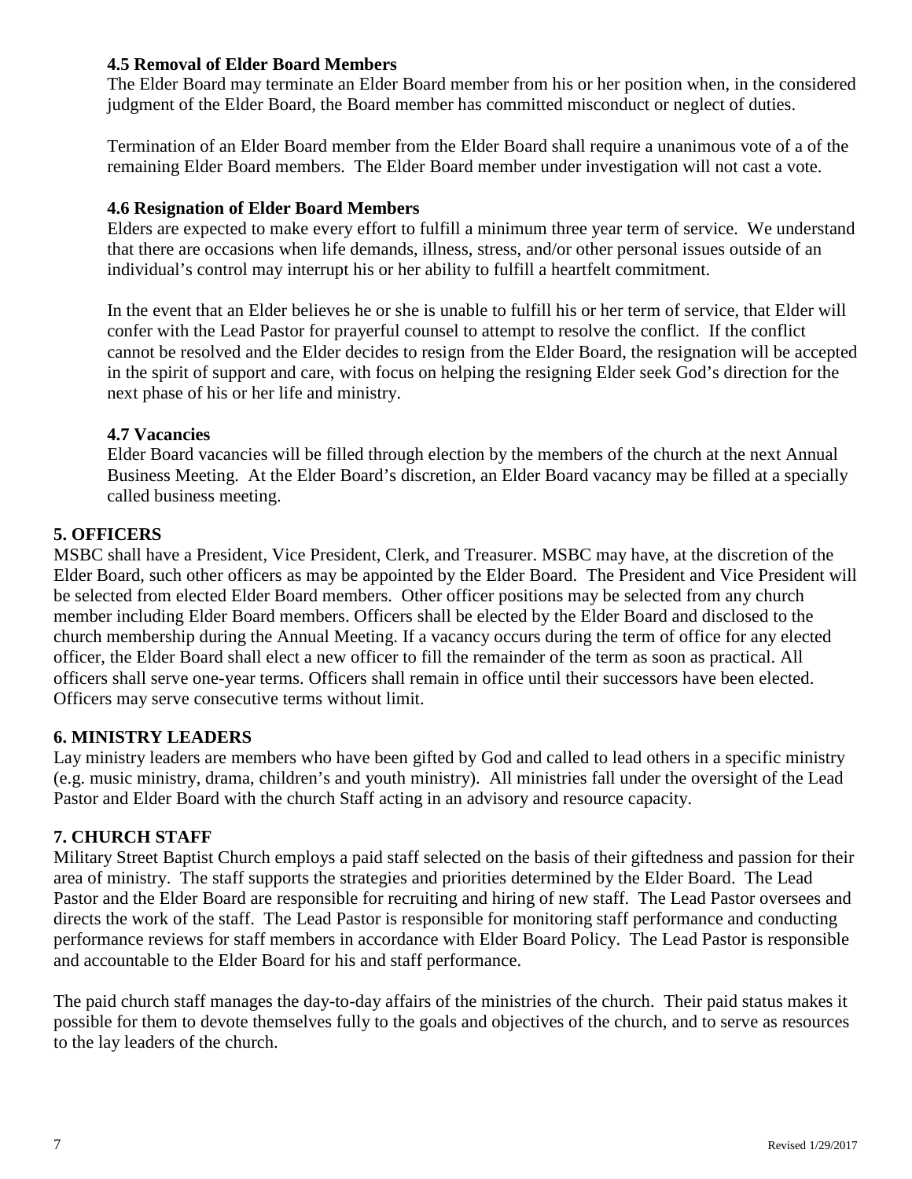### 4.5 Removal of Elder Board Members

The Elder Board may terminate an Elder Board member from his or her position when, in the considered judgment of the Elder Board, the Board member has committed misconduct or neglect of duties.

Termination of an Elder Board member from the Elder Board shall require a unanimous vote of a of the remaining Elder Board members. The Elder Board member under investigation will not cast a vote.

### 4.6 Resignation of Elder Board Members

Elders are expected to make every effort to fulfill a minimum three year term of service. We understand that there are occasions when life demands, illness, stress, and/or other personal issues outside of an individual's control may interrupt his or her ability to fulfill a heartfelt commitment.

In the event that an Elder believes he or she is unable to fulfill his or her term of service, that Elder will confer with the Lead Pastor for prayerful counsel to attempt to resolve the conflict. If the conflict cannot be resolved and the Elder decides to resign from the Elder Board, the resignation will be accepted in the spirit of support and care, with focus on helping the resigning Elder seek God's direction for the next phase of his or her life and ministry.

### 4.7 Vacancies

Elder Board vacancies will be filled through election by the members of the church at the next Annual Business Meeting. At the Elder Board's discretion, an Elder Board vacancy may be filled at a specially called business meeting.

## 5. OFFICERS

MSBC shall have a President, Vice President, Clerk, and Treasurer. MSBC may have, at the discretion of the Elder Board, such other officers as may be appointed by the Elder Board. The President and Vice President will be selected from elected Elder Board members. Other officer positions may be selected from any church member including Elder Board members. Officers shall be elected by the Elder Board and disclosed to the church membership during the Annual Meeting. If a vacancy occurs during the term of office for any elected officer, the Elder Board shall elect a new officer to fill the remainder of the term as soon as practical. All officers shall serve one-year terms. Officers shall remain in office until their successors have been elected. Officers may serve consecutive terms without limit.

## 6. MINISTRY LEADERS

Lay ministry leaders are members who have been gifted by God and called to lead others in a specific ministry (e.g. music ministry, drama, children's and youth ministry). All ministries fall under the oversight of the Lead Pastor and Elder Board with the church Staff acting in an advisory and resource capacity.

## 7. CHURCH STAFF

Military Street Baptist Church employs a paid staff selected on the basis of their giftedness and passion for their area of ministry. The staff supports the strategies and priorities determined by the Elder Board. The Lead Pastor and the Elder Board are responsible for recruiting and hiring of new staff. The Lead Pastor oversees and directs the work of the staff. The Lead Pastor is responsible for monitoring staff performance and conducting performance reviews for staff members in accordance with Elder Board Policy. The Lead Pastor is responsible and accountable to the Elder Board for his and staff performance.

The paid church staff manages the day-to-day affairs of the ministries of the church. Their paid status makes it possible for them to devote themselves fully to the goals and objectives of the church, and to serve as resources to the lay leaders of the church.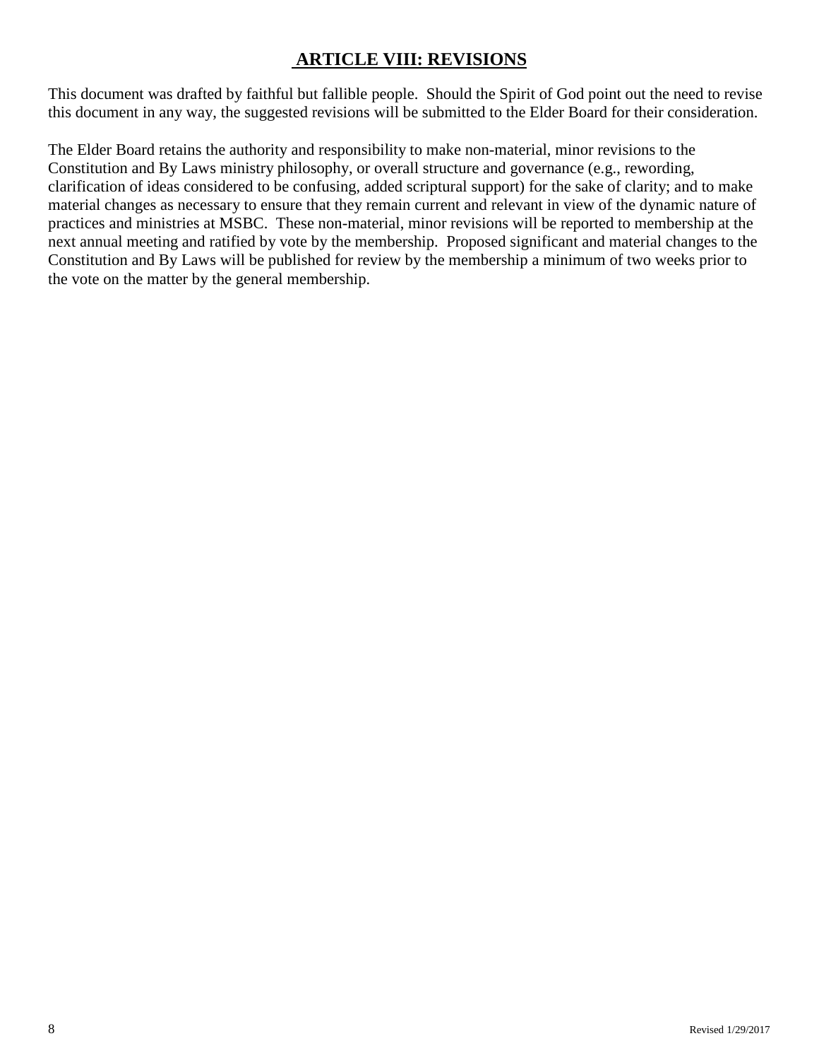## ARTICLE VIII: REVISIONS

This document was drafted by faithful but fallible people. Should the Spirit of God point out the need to revise this document in any way, the suggested revisions will be submitted to the Elder Board for their consideration.

The Elder Board retains the authority and responsibility to make non-material, minor revisions to the Constitution and By Laws ministry philosophy, or overall structure and governance (e.g., rewording, clarification of ideas considered to be confusing, added scriptural support) for the sake of clarity; and to make material changes as necessary to ensure that they remain current and relevant in view of the dynamic nature of practices and ministries at MSBC. These non-material, minor revisions will be reported to membership at the next annual meeting and ratified by vote by the membership. Proposed significant and material changes to the Constitution and By Laws will be published for review by the membership a minimum of two weeks prior to the vote on the matter by the general membership.